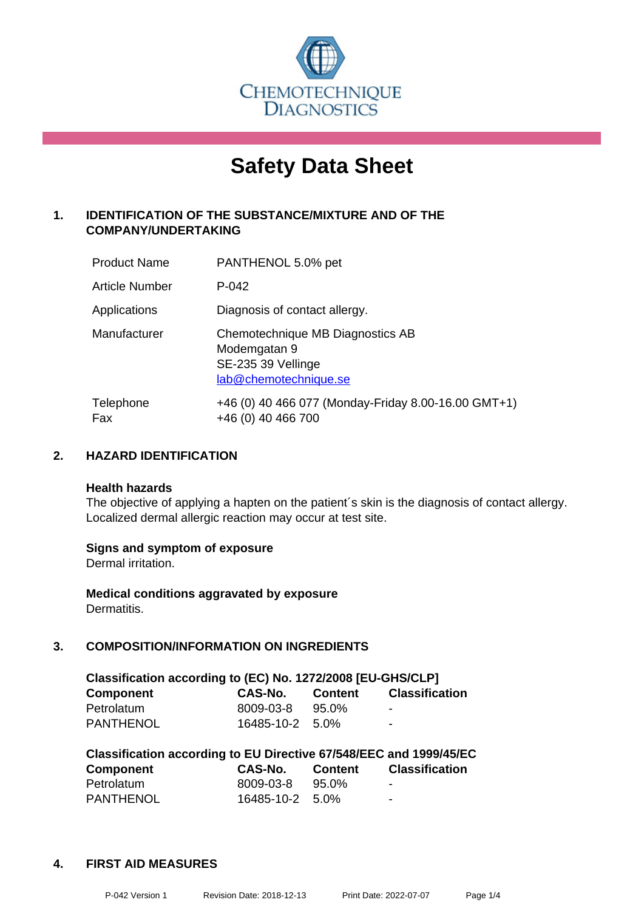CHEMOTECHNIQUE DIAGNOSTICS

# Safety Data Sheet

## 1. IDENTIFICATION OF THE SUBSTANCE/MIXTURE AND OF THE COMPANY/UNDERTAKING

| | |
|---|---|
| Product Name | PANTHENOL 5.0% pet |
| Article Number | P-042 |
| Applications | Diagnosis of contact allergy. |
| Manufacturer | Chemotechnique MB Diagnostics AB<br>Modemgatan 9<br>SE-235 39 Vellinge<br>lab@chemotechnique.se |
| Telephone<br>Fax | +46 (0) 40 466 077 (Monday-Friday 8.00-16.00 GMT+1)<br>+46 (0) 40 466 700 |

## 2. HAZARD IDENTIFICATION

**Health hazards**
The objective of applying a hapten on the patient´s skin is the diagnosis of contact allergy. Localized dermal allergic reaction may occur at test site.

**Signs and symptom of exposure**
Dermal irritation.

**Medical conditions aggravated by exposure**
Dermatitis.

## 3. COMPOSITION/INFORMATION ON INGREDIENTS

**Classification according to (EC) No. 1272/2008 [EU-GHS/CLP]**

| Component | CAS-No. | Content | Classification |
|---|---|---|---|
| Petrolatum | 8009-03-8 | 95.0% | - |
| PANTHENOL | 16485-10-2 | 5.0% | - |

**Classification according to EU Directive 67/548/EEC and 1999/45/EC**

| Component | CAS-No. | Content | Classification |
|---|---|---|---|
| Petrolatum | 8009-03-8 | 95.0% | - |
| PANTHENOL | 16485-10-2 | 5.0% | - |

## 4. FIRST AID MEASURES

P-042 Version 1 Revision Date: 2018-12-13 Print Date: 2022-07-07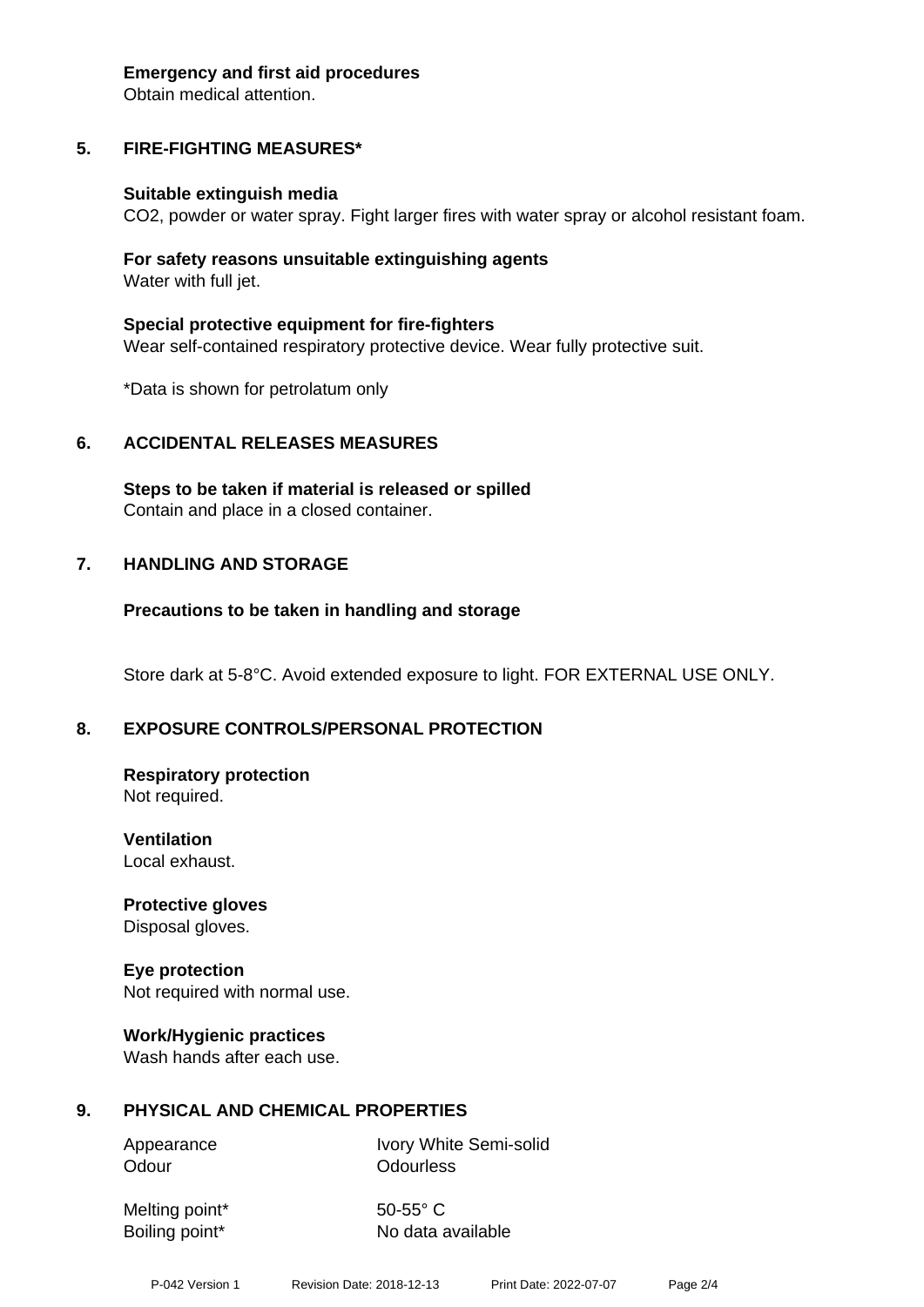**Emergency and first aid procedures**
Obtain medical attention.

## 5. FIRE-FIGHTING MEASURES*

**Suitable extinguish media**
$CO_2$, powder or water spray. Fight larger fires with water spray or alcohol resistant foam.

**For safety reasons unsuitable extinguishing agents**
Water with full jet.

**Special protective equipment for fire-fighters**
Wear self-contained respiratory protective device. Wear fully protective suit.

*Data is shown for petrolatum only

## 6. ACCIDENTAL RELEASES MEASURES

**Steps to be taken if material is released or spilled**
Contain and place in a closed container.

## 7. HANDLING AND STORAGE

**Precautions to be taken in handling and storage**

Store dark at 5-8°C. Avoid extended exposure to light. FOR EXTERNAL USE ONLY.

## 8. EXPOSURE CONTROLS/PERSONAL PROTECTION

**Respiratory protection**
Not required.

**Ventilation**
Local exhaust.

**Protective gloves**
Disposal gloves.

**Eye protection**
Not required with normal use.

**Work/Hygienic practices**
Wash hands after each use.

## 9. PHYSICAL AND CHEMICAL PROPERTIES

| | |
|---|---|
| Appearance | Ivory White Semi-solid |
| Odour | Odourless |
| Melting point* | 50-55° C |
| Boiling point* | No data available |

P-042 Version 1 Revision Date: 2018-12-13 Print Date: 2022-07-07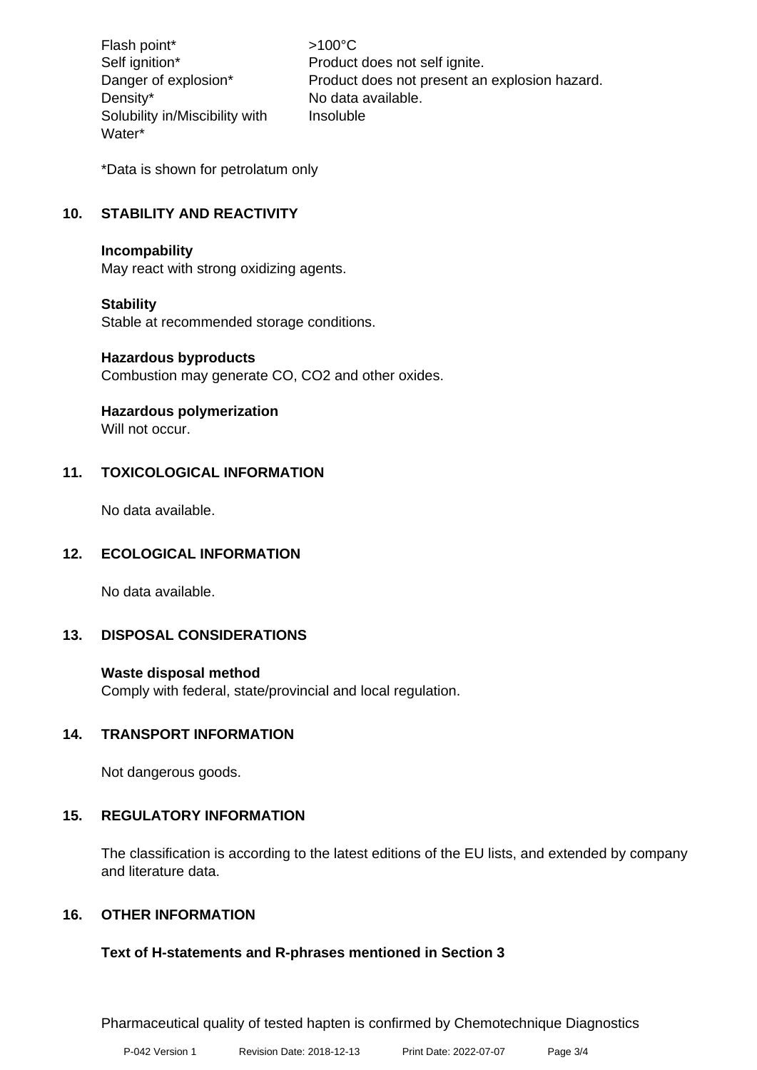| | |
|---|---|
| Flash point* | >100°C |
| Self ignition* | Product does not self ignite. |
| Danger of explosion* | Product does not present an explosion hazard. |
| Density* | No data available. |
| Solubility in/Miscibility with Water* | Insoluble |

*Data is shown for petrolatum only

## 10. STABILITY AND REACTIVITY

**Incompability**
May react with strong oxidizing agents.

**Stability**
Stable at recommended storage conditions.

**Hazardous byproducts**
Combustion may generate CO, $CO_2$ and other oxides.

**Hazardous polymerization**
Will not occur.

## 11. TOXICOLOGICAL INFORMATION

No data available.

## 12. ECOLOGICAL INFORMATION

No data available.

## 13. DISPOSAL CONSIDERATIONS

**Waste disposal method**
Comply with federal, state/provincial and local regulation.

## 14. TRANSPORT INFORMATION

Not dangerous goods.

## 15. REGULATORY INFORMATION

The classification is according to the latest editions of the EU lists, and extended by company and literature data.

## 16. OTHER INFORMATION

**Text of H-statements and R-phrases mentioned in Section 3**

Pharmaceutical quality of tested hapten is confirmed by Chemotechnique Diagnostics

P-042 Version 1 Revision Date: 2018-12-13 Print Date: 2022-07-07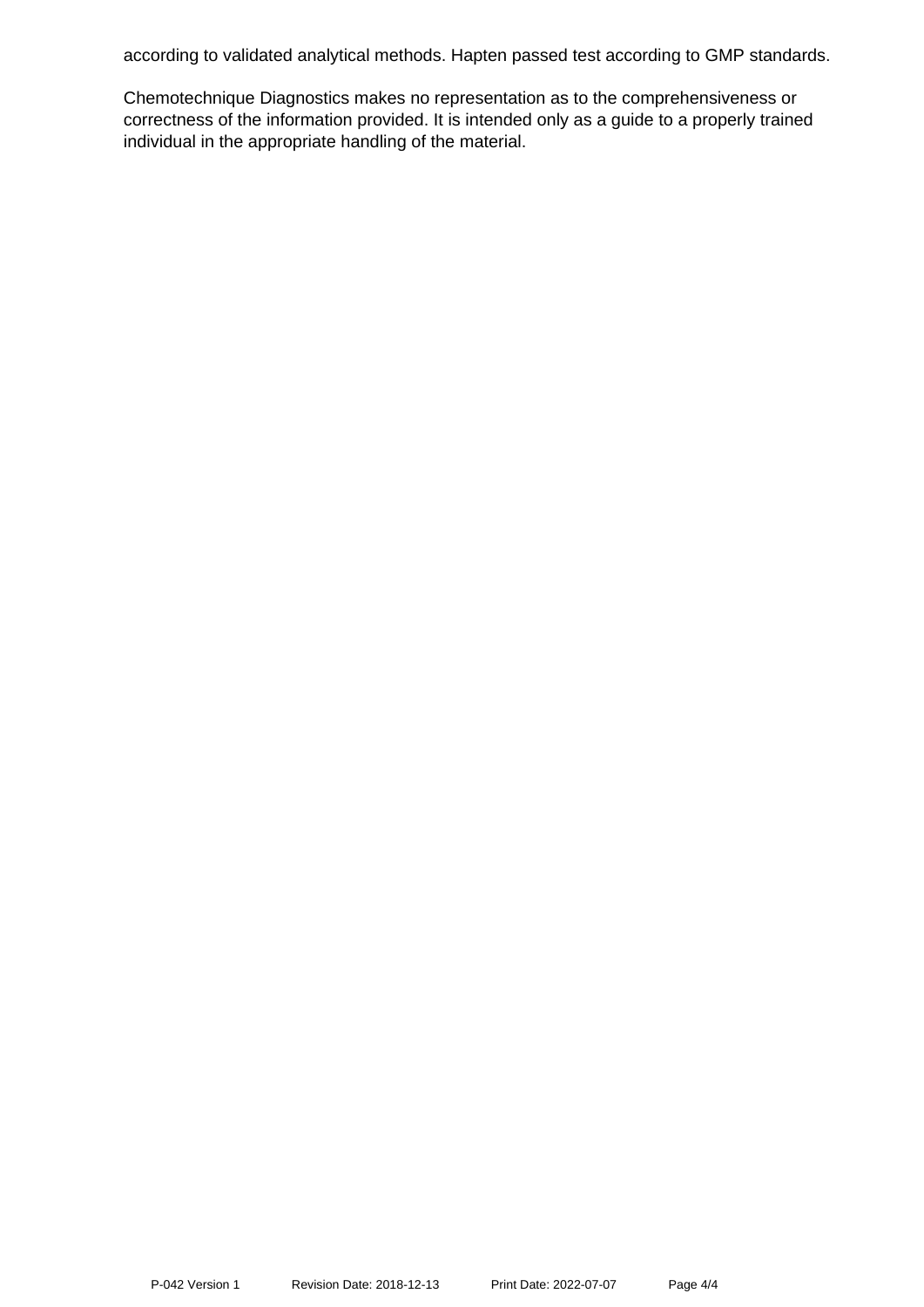according to validated analytical methods. Hapten passed test according to GMP standards.

Chemotechnique Diagnostics makes no representation as to the comprehensiveness or correctness of the information provided. It is intended only as a guide to a properly trained individual in the appropriate handling of the material.